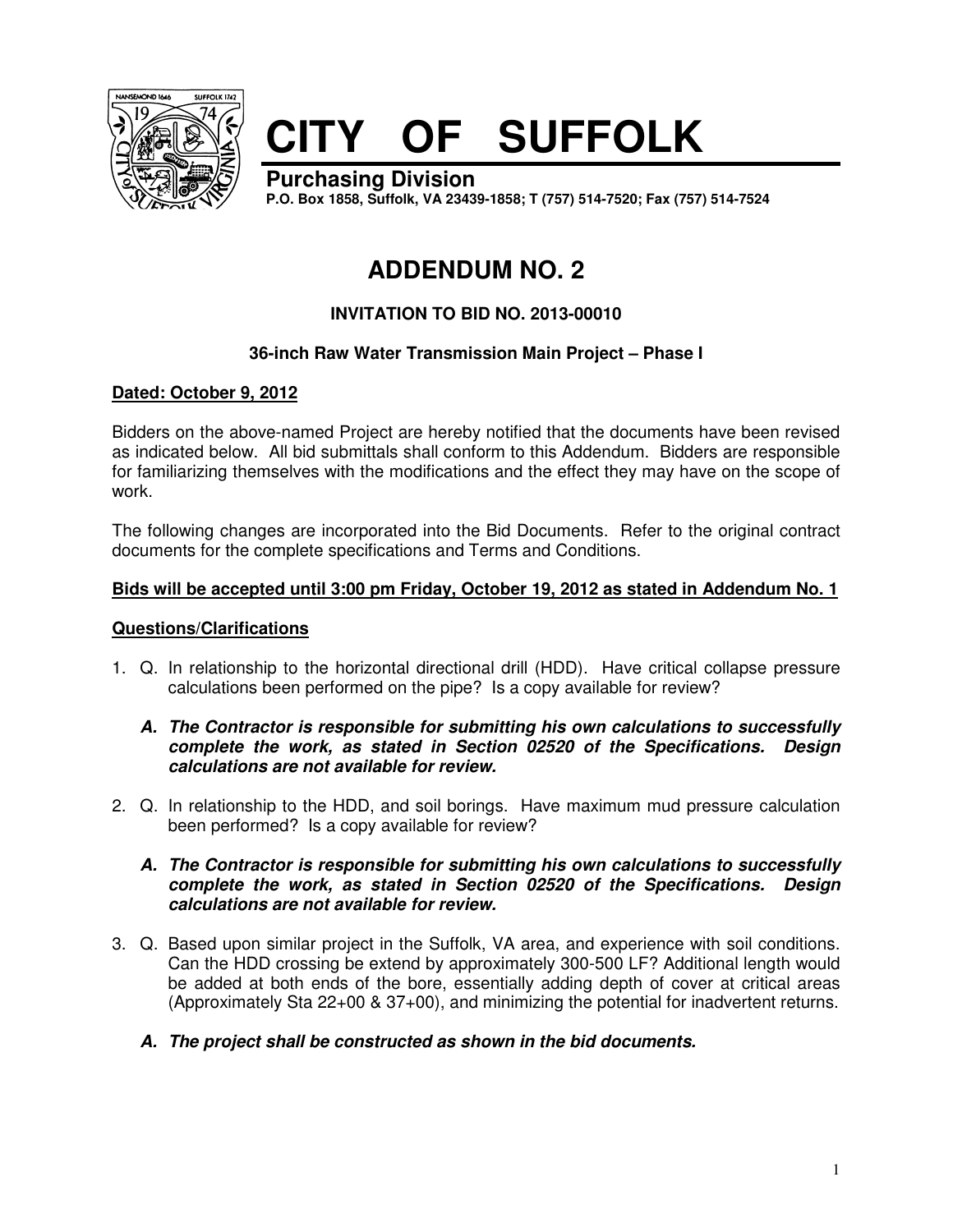# CITY OF SUFFOLK

**Purchasing Division**
**P.O. Box 1858, Suffolk, VA 23439-1858; T (757) 514-7520; Fax (757) 514-7524**

## ADDENDUM NO. 2

### INVITATION TO BID NO. 2013-00010

### 36-inch Raw Water Transmission Main Project – Phase I

**Dated: October 9, 2012**

Bidders on the above-named Project are hereby notified that the documents have been revised as indicated below. All bid submittals shall conform to this Addendum. Bidders are responsible for familiarizing themselves with the modifications and the effect they may have on the scope of work.

The following changes are incorporated into the Bid Documents. Refer to the original contract documents for the complete specifications and Terms and Conditions.

**Bids will be accepted until 3:00 pm Friday, October 19, 2012 as stated in Addendum No. 1**

**Questions/Clarifications**

1. Q. In relationship to the horizontal directional drill (HDD). Have critical collapse pressure calculations been performed on the pipe? Is a copy available for review?

   ***A. The Contractor is responsible for submitting his own calculations to successfully complete the work, as stated in Section 02520 of the Specifications. Design calculations are not available for review.***

2. Q. In relationship to the HDD, and soil borings. Have maximum mud pressure calculation been performed? Is a copy available for review?

   ***A. The Contractor is responsible for submitting his own calculations to successfully complete the work, as stated in Section 02520 of the Specifications. Design calculations are not available for review.***

3. Q. Based upon similar project in the Suffolk, VA area, and experience with soil conditions. Can the HDD crossing be extend by approximately 300-500 LF? Additional length would be added at both ends of the bore, essentially adding depth of cover at critical areas (Approximately Sta 22+00 & 37+00), and minimizing the potential for inadvertent returns.

   ***A. The project shall be constructed as shown in the bid documents.***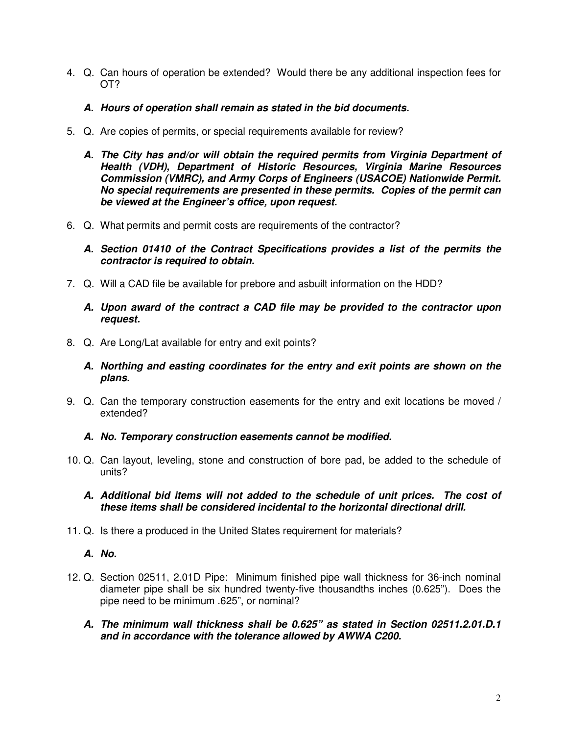4. Q. Can hours of operation be extended? Would there be any additional inspection fees for OT?

   ***A. Hours of operation shall remain as stated in the bid documents.***

5. Q. Are copies of permits, or special requirements available for review?

   ***A. The City has and/or will obtain the required permits from Virginia Department of Health (VDH), Department of Historic Resources, Virginia Marine Resources Commission (VMRC), and Army Corps of Engineers (USACOE) Nationwide Permit. No special requirements are presented in these permits. Copies of the permit can be viewed at the Engineer's office, upon request.***

6. Q. What permits and permit costs are requirements of the contractor?

   ***A. Section 01410 of the Contract Specifications provides a list of the permits the contractor is required to obtain.***

7. Q. Will a CAD file be available for prebore and asbuilt information on the HDD?

   ***A. Upon award of the contract a CAD file may be provided to the contractor upon request.***

8. Q. Are Long/Lat available for entry and exit points?

   ***A. Northing and easting coordinates for the entry and exit points are shown on the plans.***

9. Q. Can the temporary construction easements for the entry and exit locations be moved / extended?

   ***A. No. Temporary construction easements cannot be modified.***

10. Q. Can layout, leveling, stone and construction of bore pad, be added to the schedule of units?

    ***A. Additional bid items will not added to the schedule of unit prices. The cost of these items shall be considered incidental to the horizontal directional drill.***

11. Q. Is there a produced in the United States requirement for materials?

    ***A. No.***

12. Q. Section 02511, 2.01D Pipe: Minimum finished pipe wall thickness for 36-inch nominal diameter pipe shall be six hundred twenty-five thousandths inches (0.625"). Does the pipe need to be minimum .625", or nominal?

    ***A. The minimum wall thickness shall be 0.625" as stated in Section 02511.2.01.D.1 and in accordance with the tolerance allowed by AWWA C200.***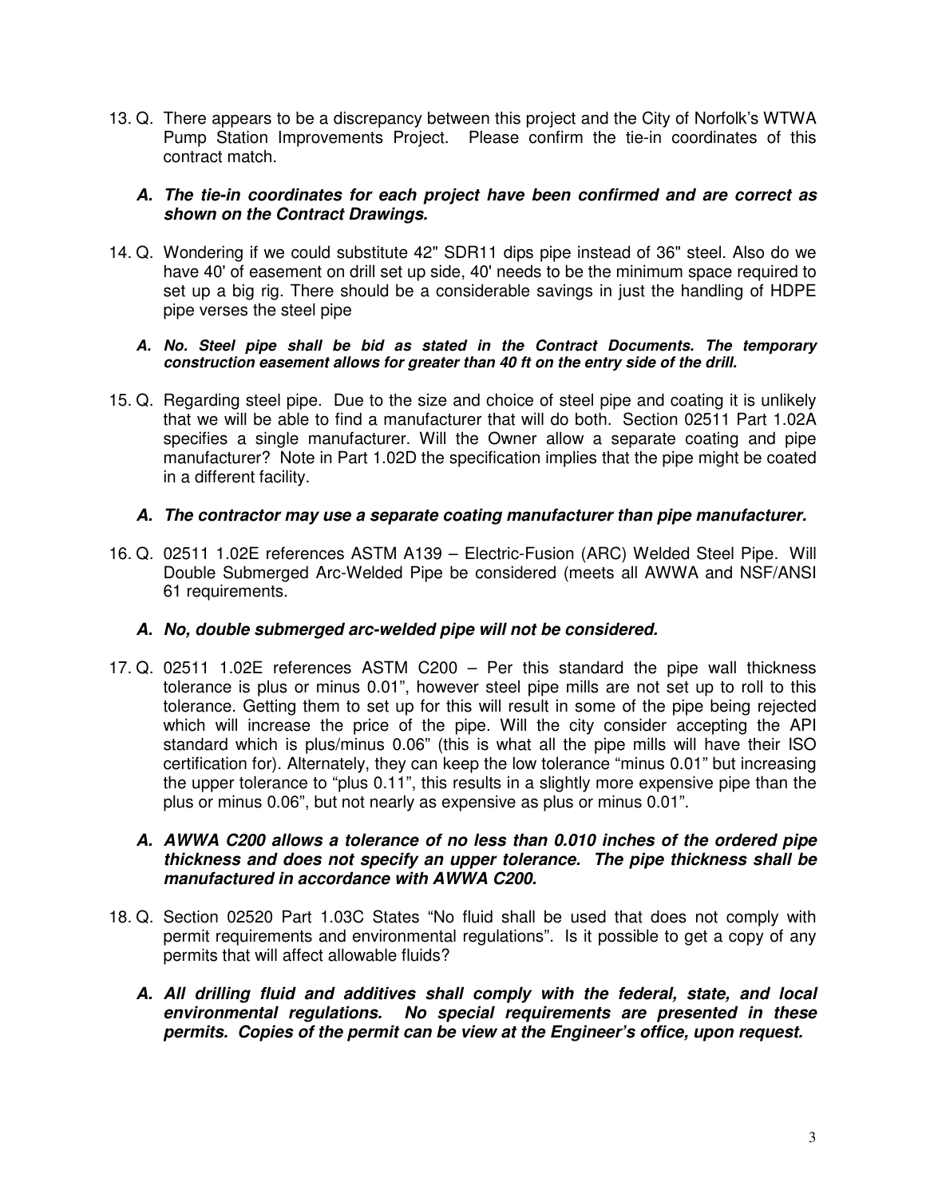13. Q. There appears to be a discrepancy between this project and the City of Norfolk's WTWA Pump Station Improvements Project. Please confirm the tie-in coordinates of this contract match.

    ***A. The tie-in coordinates for each project have been confirmed and are correct as shown on the Contract Drawings.***

14. Q. Wondering if we could substitute 42" SDR11 dips pipe instead of 36" steel. Also do we have 40' of easement on drill set up side, 40' needs to be the minimum space required to set up a big rig. There should be a considerable savings in just the handling of HDPE pipe verses the steel pipe

    ***A. No. Steel pipe shall be bid as stated in the Contract Documents. The temporary construction easement allows for greater than 40 ft on the entry side of the drill.***

15. Q. Regarding steel pipe. Due to the size and choice of steel pipe and coating it is unlikely that we will be able to find a manufacturer that will do both. Section 02511 Part 1.02A specifies a single manufacturer. Will the Owner allow a separate coating and pipe manufacturer? Note in Part 1.02D the specification implies that the pipe might be coated in a different facility.

    ***A. The contractor may use a separate coating manufacturer than pipe manufacturer.***

16. Q. 02511 1.02E references ASTM A139 – Electric-Fusion (ARC) Welded Steel Pipe. Will Double Submerged Arc-Welded Pipe be considered (meets all AWWA and NSF/ANSI 61 requirements.

    ***A. No, double submerged arc-welded pipe will not be considered.***

17. Q. 02511 1.02E references ASTM C200 – Per this standard the pipe wall thickness tolerance is plus or minus 0.01", however steel pipe mills are not set up to roll to this tolerance. Getting them to set up for this will result in some of the pipe being rejected which will increase the price of the pipe. Will the city consider accepting the API standard which is plus/minus 0.06" (this is what all the pipe mills will have their ISO certification for). Alternately, they can keep the low tolerance "minus 0.01" but increasing the upper tolerance to "plus 0.11", this results in a slightly more expensive pipe than the plus or minus 0.06", but not nearly as expensive as plus or minus 0.01".

    ***A. AWWA C200 allows a tolerance of no less than 0.010 inches of the ordered pipe thickness and does not specify an upper tolerance. The pipe thickness shall be manufactured in accordance with AWWA C200.***

18. Q. Section 02520 Part 1.03C States "No fluid shall be used that does not comply with permit requirements and environmental regulations". Is it possible to get a copy of any permits that will affect allowable fluids?

    ***A. All drilling fluid and additives shall comply with the federal, state, and local environmental regulations. No special requirements are presented in these permits. Copies of the permit can be view at the Engineer's office, upon request.***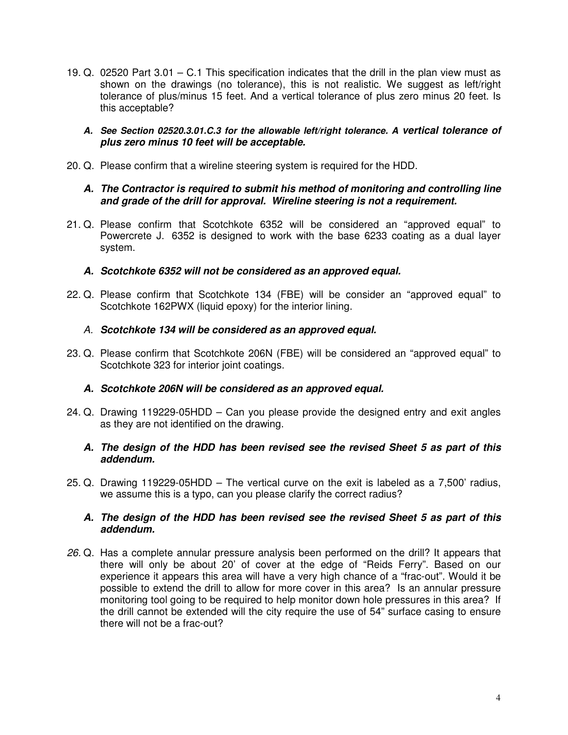19. Q. 02520 Part 3.01 – C.1 This specification indicates that the drill in the plan view must as shown on the drawings (no tolerance), this is not realistic. We suggest as left/right tolerance of plus/minus 15 feet. And a vertical tolerance of plus zero minus 20 feet. Is this acceptable?

    ***A. See Section 02520.3.01.C.3 for the allowable left/right tolerance. A vertical tolerance of plus zero minus 10 feet will be acceptable.***

20. Q. Please confirm that a wireline steering system is required for the HDD.

    ***A. The Contractor is required to submit his method of monitoring and controlling line and grade of the drill for approval. Wireline steering is not a requirement.***

21. Q. Please confirm that Scotchkote 6352 will be considered an "approved equal" to Powercrete J. 6352 is designed to work with the base 6233 coating as a dual layer system.

    ***A. Scotchkote 6352 will not be considered as an approved equal.***

22. Q. Please confirm that Scotchkote 134 (FBE) will be consider an "approved equal" to Scotchkote 162PWX (liquid epoxy) for the interior lining.

    *A.* ***Scotchkote 134 will be considered as an approved equal.***

23. Q. Please confirm that Scotchkote 206N (FBE) will be considered an "approved equal" to Scotchkote 323 for interior joint coatings.

    ***A. Scotchkote 206N will be considered as an approved equal.***

24. Q. Drawing 119229-05HDD – Can you please provide the designed entry and exit angles as they are not identified on the drawing.

    ***A. The design of the HDD has been revised see the revised Sheet 5 as part of this addendum.***

25. Q. Drawing 119229-05HDD – The vertical curve on the exit is labeled as a 7,500' radius, we assume this is a typo, can you please clarify the correct radius?

    ***A. The design of the HDD has been revised see the revised Sheet 5 as part of this addendum.***

*26.* Q. Has a complete annular pressure analysis been performed on the drill? It appears that there will only be about 20' of cover at the edge of "Reids Ferry". Based on our experience it appears this area will have a very high chance of a "frac-out". Would it be possible to extend the drill to allow for more cover in this area? Is an annular pressure monitoring tool going to be required to help monitor down hole pressures in this area? If the drill cannot be extended will the city require the use of 54" surface casing to ensure there will not be a frac-out?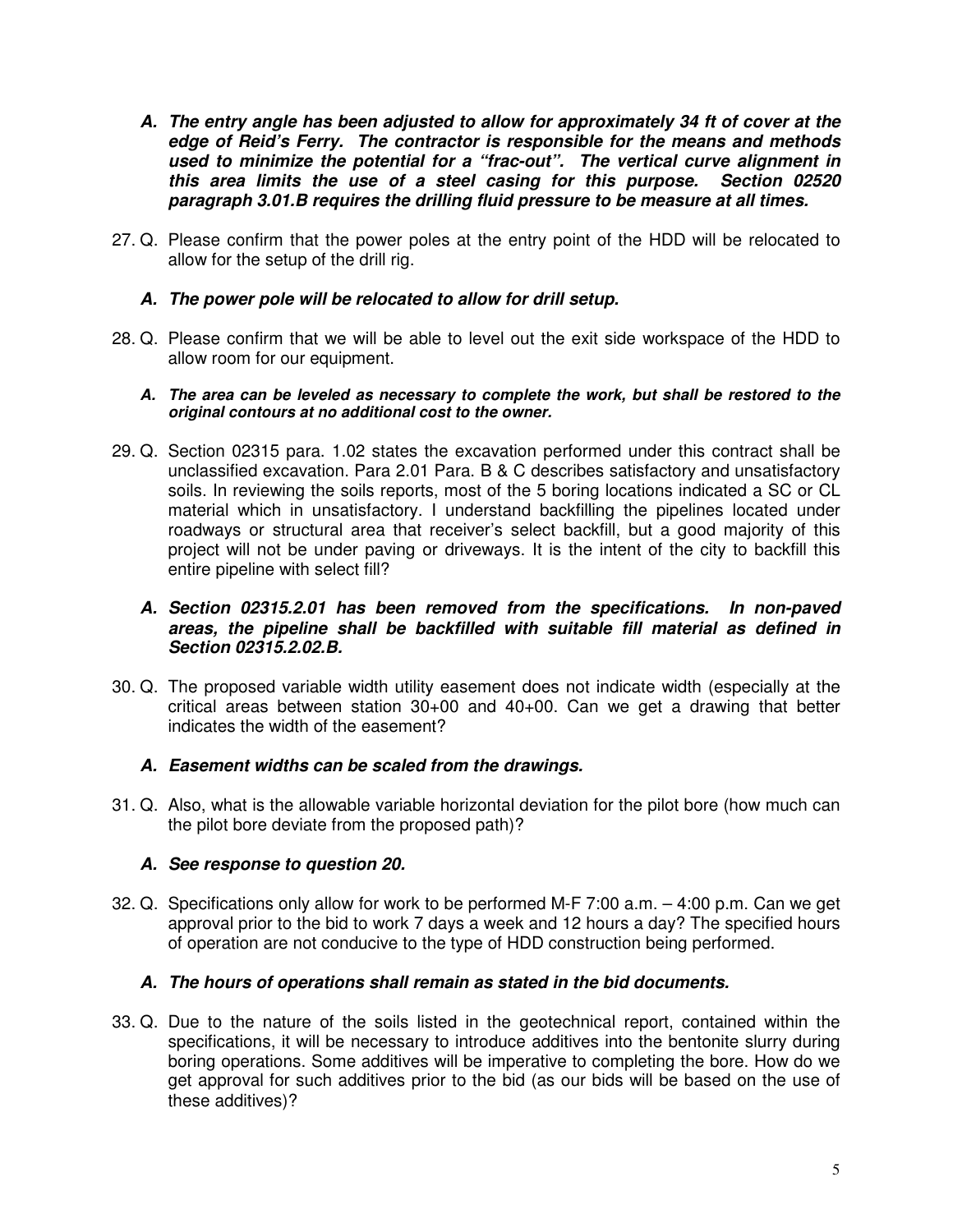**A. *The entry angle has been adjusted to allow for approximately 34 ft of cover at the edge of Reid's Ferry. The contractor is responsible for the means and methods used to minimize the potential for a "frac-out". The vertical curve alignment in this area limits the use of a steel casing for this purpose. Section 02520 paragraph 3.01.B requires the drilling fluid pressure to be measure at all times.***

27. Q. Please confirm that the power poles at the entry point of the HDD will be relocated to allow for the setup of the drill rig.

    **A. *The power pole will be relocated to allow for drill setup.***

28. Q. Please confirm that we will be able to level out the exit side workspace of the HDD to allow room for our equipment.

    **A. *The area can be leveled as necessary to complete the work, but shall be restored to the original contours at no additional cost to the owner.***

29. Q. Section 02315 para. 1.02 states the excavation performed under this contract shall be unclassified excavation. Para 2.01 Para. B & C describes satisfactory and unsatisfactory soils. In reviewing the soils reports, most of the 5 boring locations indicated a SC or CL material which in unsatisfactory. I understand backfilling the pipelines located under roadways or structural area that receiver's select backfill, but a good majority of this project will not be under paving or driveways. It is the intent of the city to backfill this entire pipeline with select fill?

    **A. *Section 02315.2.01 has been removed from the specifications. In non-paved areas, the pipeline shall be backfilled with suitable fill material as defined in Section 02315.2.02.B.***

30. Q. The proposed variable width utility easement does not indicate width (especially at the critical areas between station 30+00 and 40+00. Can we get a drawing that better indicates the width of the easement?

    **A. *Easement widths can be scaled from the drawings.***

31. Q. Also, what is the allowable variable horizontal deviation for the pilot bore (how much can the pilot bore deviate from the proposed path)?

    **A. *See response to question 20.***

32. Q. Specifications only allow for work to be performed M-F 7:00 a.m. – 4:00 p.m. Can we get approval prior to the bid to work 7 days a week and 12 hours a day? The specified hours of operation are not conducive to the type of HDD construction being performed.

    **A. *The hours of operations shall remain as stated in the bid documents.***

33. Q. Due to the nature of the soils listed in the geotechnical report, contained within the specifications, it will be necessary to introduce additives into the bentonite slurry during boring operations. Some additives will be imperative to completing the bore. How do we get approval for such additives prior to the bid (as our bids will be based on the use of these additives)?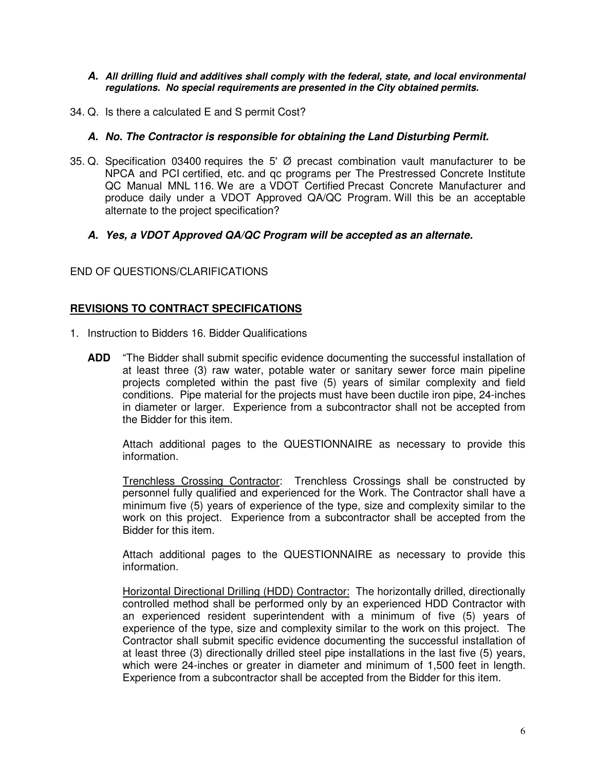**_A. All drilling fluid and additives shall comply with the federal, state, and local environmental regulations. No special requirements are presented in the City obtained permits._**

34. Q. Is there a calculated E and S permit Cost?

    **_A. No. The Contractor is responsible for obtaining the Land Disturbing Permit._**

35. Q. Specification 03400 requires the 5' Ø precast combination vault manufacturer to be NPCA and PCI certified, etc. and qc programs per The Prestressed Concrete Institute QC Manual MNL 116. We are a VDOT Certified Precast Concrete Manufacturer and produce daily under a VDOT Approved QA/QC Program. Will this be an acceptable alternate to the project specification?

    **_A. Yes, a VDOT Approved QA/QC Program will be accepted as an alternate._**

END OF QUESTIONS/CLARIFICATIONS

**REVISIONS TO CONTRACT SPECIFICATIONS**

1. Instruction to Bidders 16. Bidder Qualifications

   **ADD** "The Bidder shall submit specific evidence documenting the successful installation of at least three (3) raw water, potable water or sanitary sewer force main pipeline projects completed within the past five (5) years of similar complexity and field conditions. Pipe material for the projects must have been ductile iron pipe, 24-inches in diameter or larger. Experience from a subcontractor shall not be accepted from the Bidder for this item.

   Attach additional pages to the QUESTIONNAIRE as necessary to provide this information.

   Trenchless Crossing Contractor: Trenchless Crossings shall be constructed by personnel fully qualified and experienced for the Work. The Contractor shall have a minimum five (5) years of experience of the type, size and complexity similar to the work on this project. Experience from a subcontractor shall be accepted from the Bidder for this item.

   Attach additional pages to the QUESTIONNAIRE as necessary to provide this information.

   Horizontal Directional Drilling (HDD) Contractor: The horizontally drilled, directionally controlled method shall be performed only by an experienced HDD Contractor with an experienced resident superintendent with a minimum of five (5) years of experience of the type, size and complexity similar to the work on this project. The Contractor shall submit specific evidence documenting the successful installation of at least three (3) directionally drilled steel pipe installations in the last five (5) years, which were 24-inches or greater in diameter and minimum of 1,500 feet in length. Experience from a subcontractor shall be accepted from the Bidder for this item.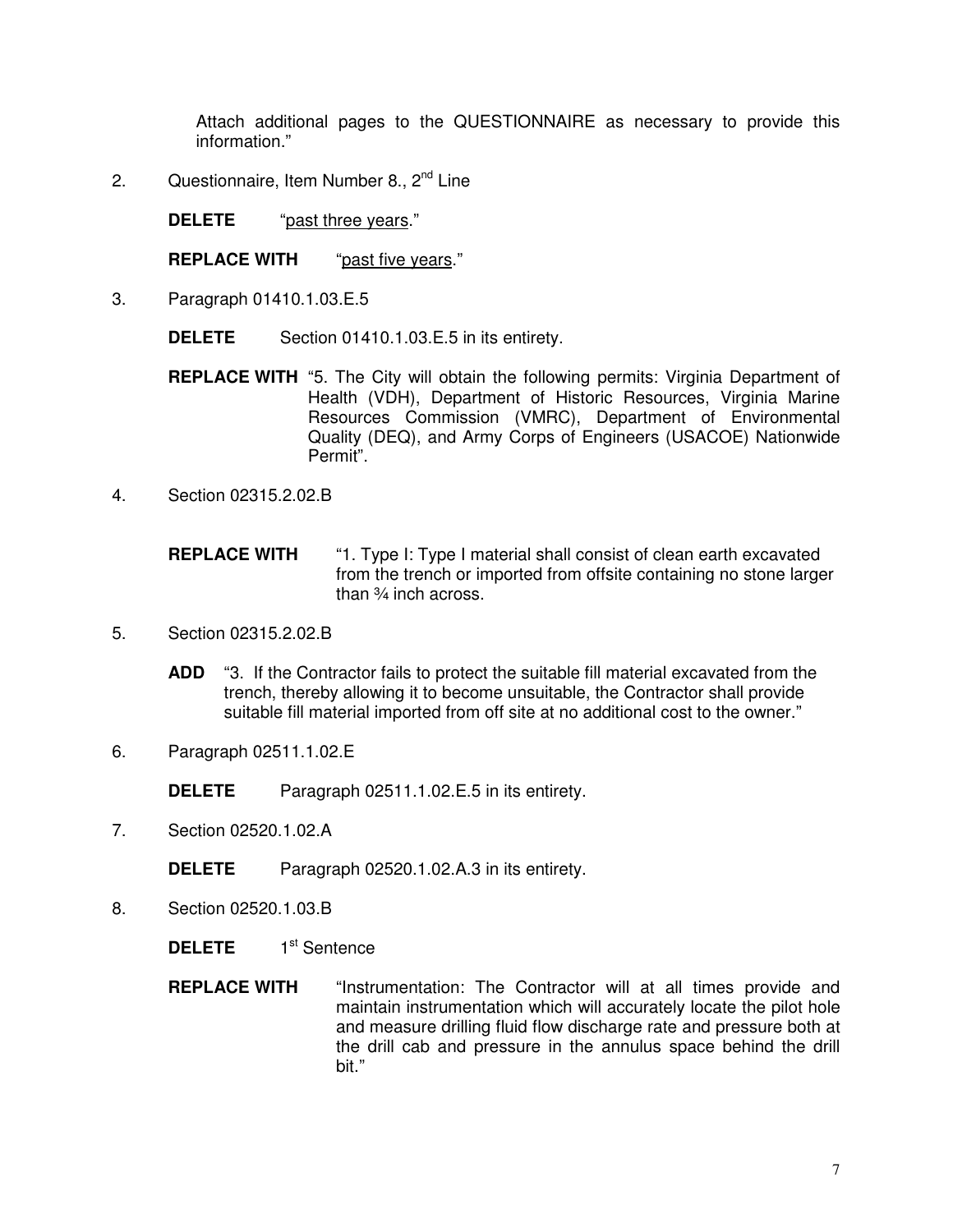Attach additional pages to the QUESTIONNAIRE as necessary to provide this information."

2. Questionnaire, Item Number 8., 2nd Line

   **DELETE** "past three years."

   **REPLACE WITH** "past five years."

3. Paragraph 01410.1.03.E.5

   **DELETE** Section 01410.1.03.E.5 in its entirety.

   **REPLACE WITH** "5. The City will obtain the following permits: Virginia Department of Health (VDH), Department of Historic Resources, Virginia Marine Resources Commission (VMRC), Department of Environmental Quality (DEQ), and Army Corps of Engineers (USACOE) Nationwide Permit".

4. Section 02315.2.02.B

   **REPLACE WITH** "1. Type I: Type I material shall consist of clean earth excavated from the trench or imported from offsite containing no stone larger than ¾ inch across.

5. Section 02315.2.02.B

   **ADD** "3. If the Contractor fails to protect the suitable fill material excavated from the trench, thereby allowing it to become unsuitable, the Contractor shall provide suitable fill material imported from off site at no additional cost to the owner."

6. Paragraph 02511.1.02.E

   **DELETE** Paragraph 02511.1.02.E.5 in its entirety.

7. Section 02520.1.02.A

   **DELETE** Paragraph 02520.1.02.A.3 in its entirety.

8. Section 02520.1.03.B

   **DELETE** 1st Sentence

   **REPLACE WITH** "Instrumentation: The Contractor will at all times provide and maintain instrumentation which will accurately locate the pilot hole and measure drilling fluid flow discharge rate and pressure both at the drill cab and pressure in the annulus space behind the drill bit."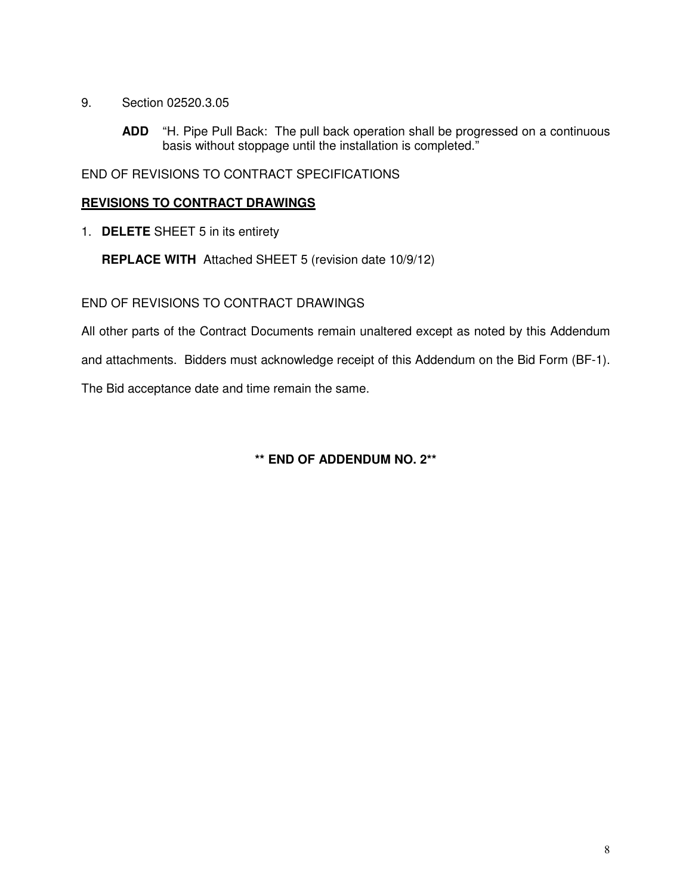9. Section 02520.3.05

   **ADD** "H. Pipe Pull Back: The pull back operation shall be progressed on a continuous basis without stoppage until the installation is completed."

END OF REVISIONS TO CONTRACT SPECIFICATIONS

**REVISIONS TO CONTRACT DRAWINGS**

1. **DELETE** SHEET 5 in its entirety

   **REPLACE WITH** Attached SHEET 5 (revision date 10/9/12)

END OF REVISIONS TO CONTRACT DRAWINGS

All other parts of the Contract Documents remain unaltered except as noted by this Addendum and attachments. Bidders must acknowledge receipt of this Addendum on the Bid Form (BF-1). The Bid acceptance date and time remain the same.

**** END OF ADDENDUM NO. 2****